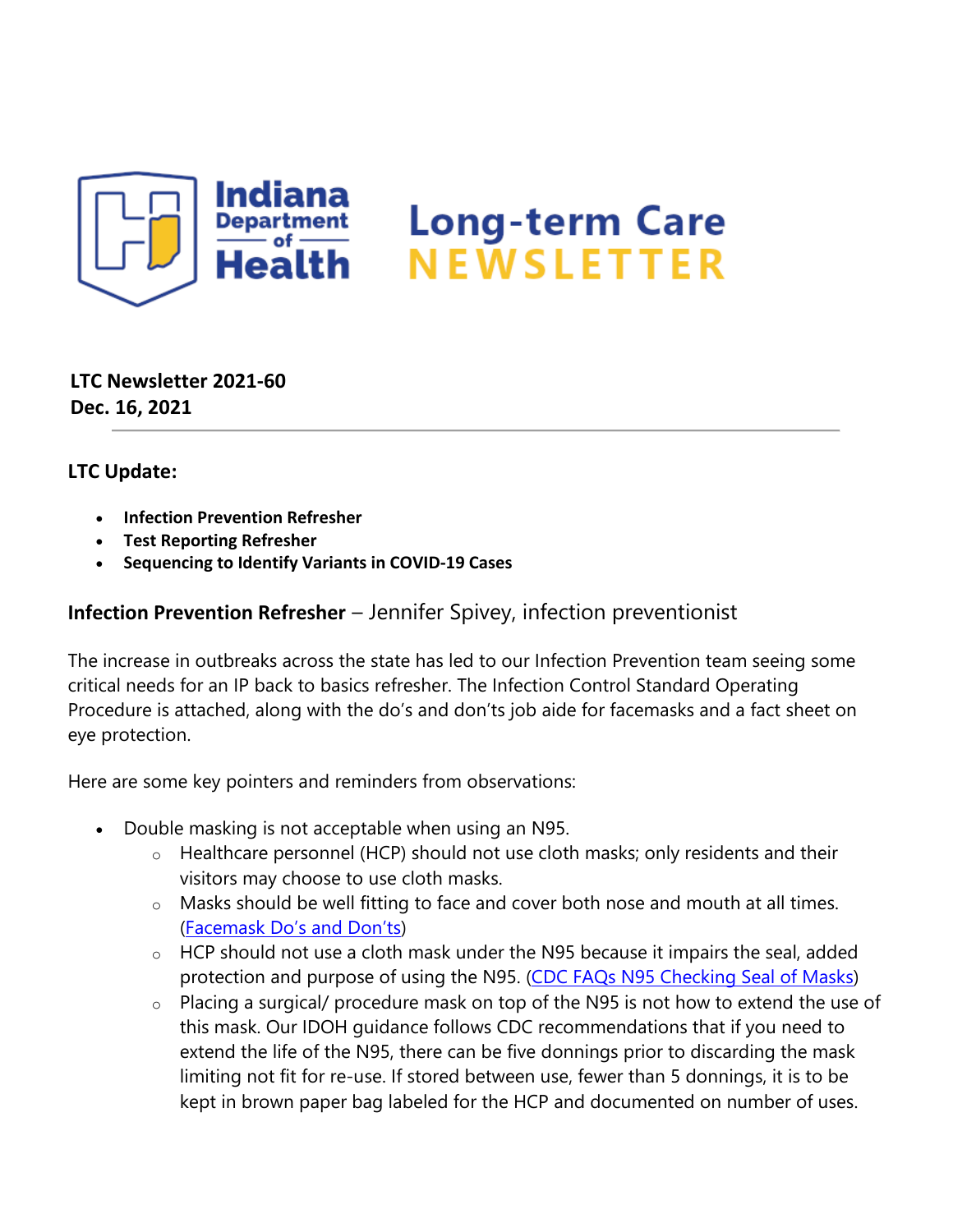# Indiana Department of Health — Long-term Care NEWSLETTER

**LTC Newsletter 2021-60**
**Dec. 16, 2021**

---

## LTC Update:

- **Infection Prevention Refresher**
- **Test Reporting Refresher**
- **Sequencing to Identify Variants in COVID-19 Cases**

### **Infection Prevention Refresher** – Jennifer Spivey, infection preventionist

The increase in outbreaks across the state has led to our Infection Prevention team seeing some critical needs for an IP back to basics refresher. The Infection Control Standard Operating Procedure is attached, along with the do's and don'ts job aide for facemasks and a fact sheet on eye protection.

Here are some key pointers and reminders from observations:

- Double masking is not acceptable when using an N95.
  - Healthcare personnel (HCP) should not use cloth masks; only residents and their visitors may choose to use cloth masks.
  - Masks should be well fitting to face and cover both nose and mouth at all times. (Facemask Do's and Don'ts)
  - HCP should not use a cloth mask under the N95 because it impairs the seal, added protection and purpose of using the N95. (CDC FAQs N95 Checking Seal of Masks)
  - Placing a surgical/ procedure mask on top of the N95 is not how to extend the use of this mask. Our IDOH guidance follows CDC recommendations that if you need to extend the life of the N95, there can be five donnings prior to discarding the mask limiting not fit for re-use. If stored between use, fewer than 5 donnings, it is to be kept in brown paper bag labeled for the HCP and documented on number of uses.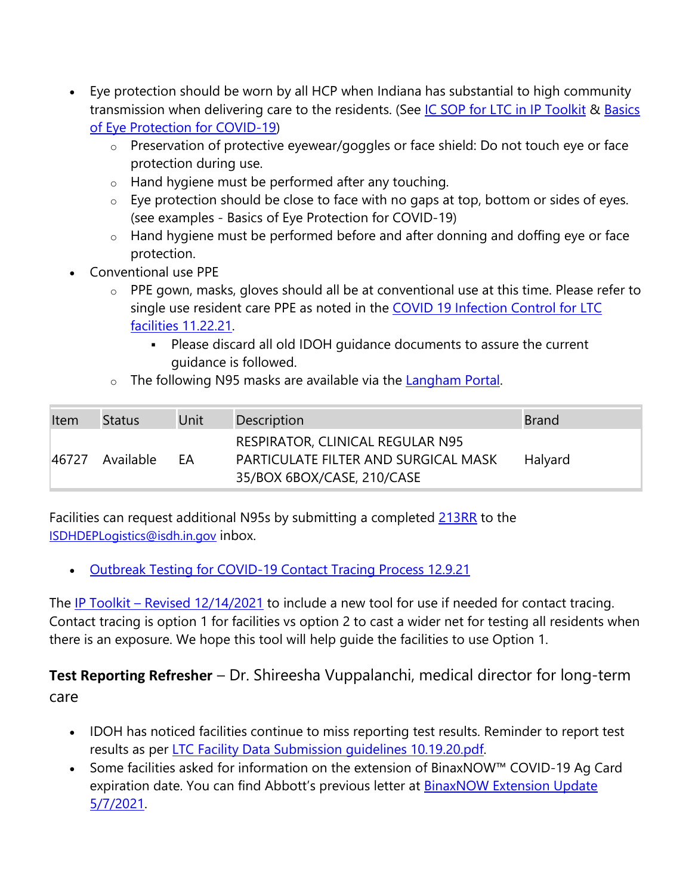- Eye protection should be worn by all HCP when Indiana has substantial to high community transmission when delivering care to the residents. (See [IC SOP for LTC in IP Toolkit]() & [Basics of Eye Protection for COVID-19]())
    - Preservation of protective eyewear/goggles or face shield: Do not touch eye or face protection during use.
    - Hand hygiene must be performed after any touching.
    - Eye protection should be close to face with no gaps at top, bottom or sides of eyes. (see examples - Basics of Eye Protection for COVID-19)
    - Hand hygiene must be performed before and after donning and doffing eye or face protection.
- Conventional use PPE
    - PPE gown, masks, gloves should all be at conventional use at this time. Please refer to single use resident care PPE as noted in the [COVID 19 Infection Control for LTC facilities 11.22.21]().
        - Please discard all old IDOH guidance documents to assure the current guidance is followed.
    - The following N95 masks are available via the [Langham Portal]().

| Item | Status | Unit | Description | Brand |
|---|---|---|---|---|
| 46727 | Available | EA | RESPIRATOR, CLINICAL REGULAR N95 PARTICULATE FILTER AND SURGICAL MASK 35/BOX 6BOX/CASE, 210/CASE | Halyard |

Facilities can request additional N95s by submitting a completed [213RR]() to the [ISDHDEPLogistics@isdh.in.gov]() inbox.

- [Outbreak Testing for COVID-19 Contact Tracing Process 12.9.21]()

The [IP Toolkit – Revised 12/14/2021]() to include a new tool for use if needed for contact tracing. Contact tracing is option 1 for facilities vs option 2 to cast a wider net for testing all residents when there is an exposure. We hope this tool will help guide the facilities to use Option 1.

**Test Reporting Refresher** – Dr. Shireesha Vuppalanchi, medical director for long-term care

- IDOH has noticed facilities continue to miss reporting test results. Reminder to report test results as per [LTC Facility Data Submission guidelines 10.19.20.pdf]().
- Some facilities asked for information on the extension of BinaxNOW™ COVID-19 Ag Card expiration date. You can find Abbott's previous letter at [BinaxNOW Extension Update 5/7/2021]().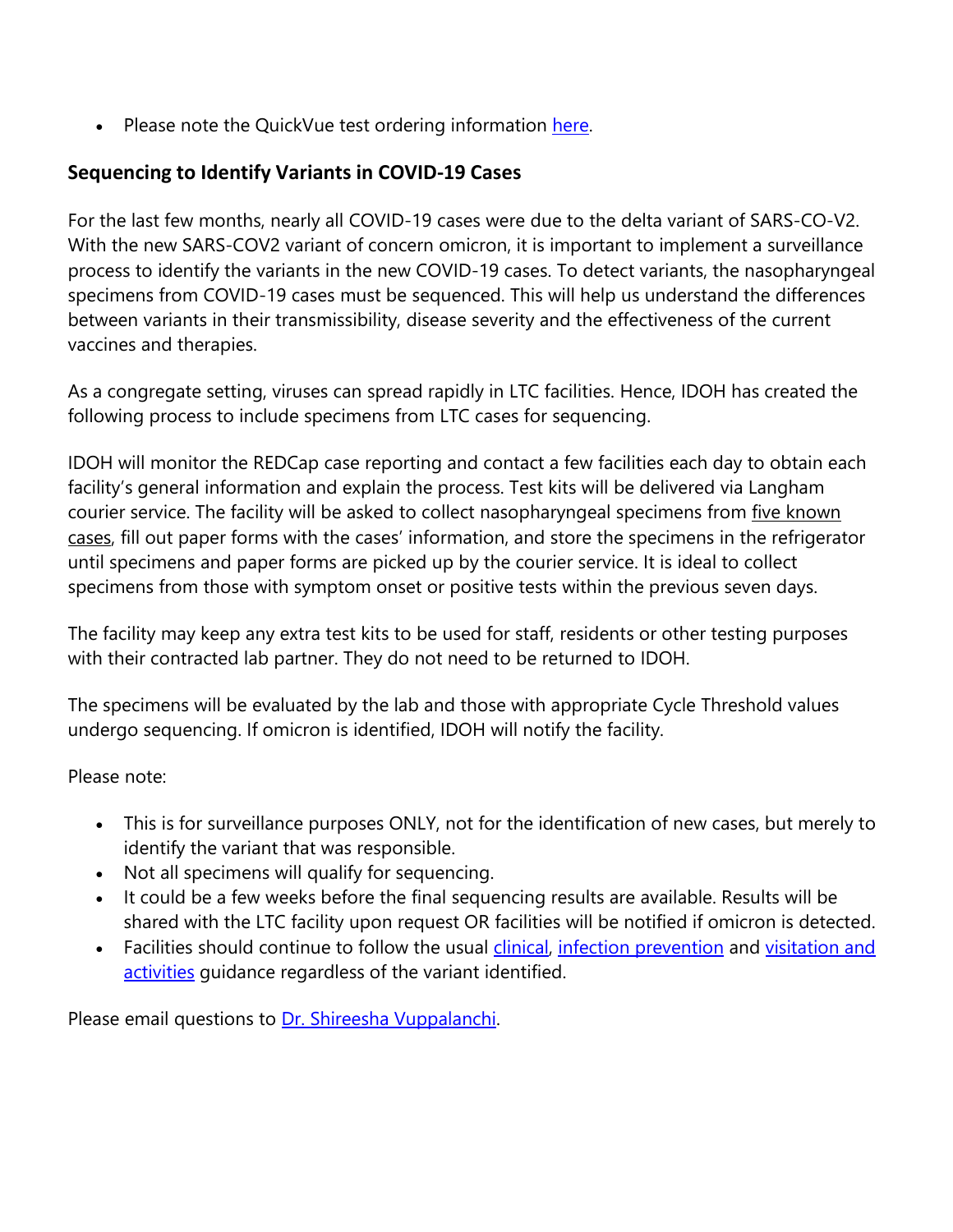- Please note the QuickVue test ordering information here.

## Sequencing to Identify Variants in COVID-19 Cases

For the last few months, nearly all COVID-19 cases were due to the delta variant of SARS-CO-V2. With the new SARS-COV2 variant of concern omicron, it is important to implement a surveillance process to identify the variants in the new COVID-19 cases. To detect variants, the nasopharyngeal specimens from COVID-19 cases must be sequenced. This will help us understand the differences between variants in their transmissibility, disease severity and the effectiveness of the current vaccines and therapies.

As a congregate setting, viruses can spread rapidly in LTC facilities. Hence, IDOH has created the following process to include specimens from LTC cases for sequencing.

IDOH will monitor the REDCap case reporting and contact a few facilities each day to obtain each facility's general information and explain the process. Test kits will be delivered via Langham courier service. The facility will be asked to collect nasopharyngeal specimens from five known cases, fill out paper forms with the cases' information, and store the specimens in the refrigerator until specimens and paper forms are picked up by the courier service. It is ideal to collect specimens from those with symptom onset or positive tests within the previous seven days.

The facility may keep any extra test kits to be used for staff, residents or other testing purposes with their contracted lab partner. They do not need to be returned to IDOH.

The specimens will be evaluated by the lab and those with appropriate Cycle Threshold values undergo sequencing. If omicron is identified, IDOH will notify the facility.

Please note:

- This is for surveillance purposes ONLY, not for the identification of new cases, but merely to identify the variant that was responsible.
- Not all specimens will qualify for sequencing.
- It could be a few weeks before the final sequencing results are available. Results will be shared with the LTC facility upon request OR facilities will be notified if omicron is detected.
- Facilities should continue to follow the usual clinical, infection prevention and visitation and activities guidance regardless of the variant identified.

Please email questions to Dr. Shireesha Vuppalanchi.